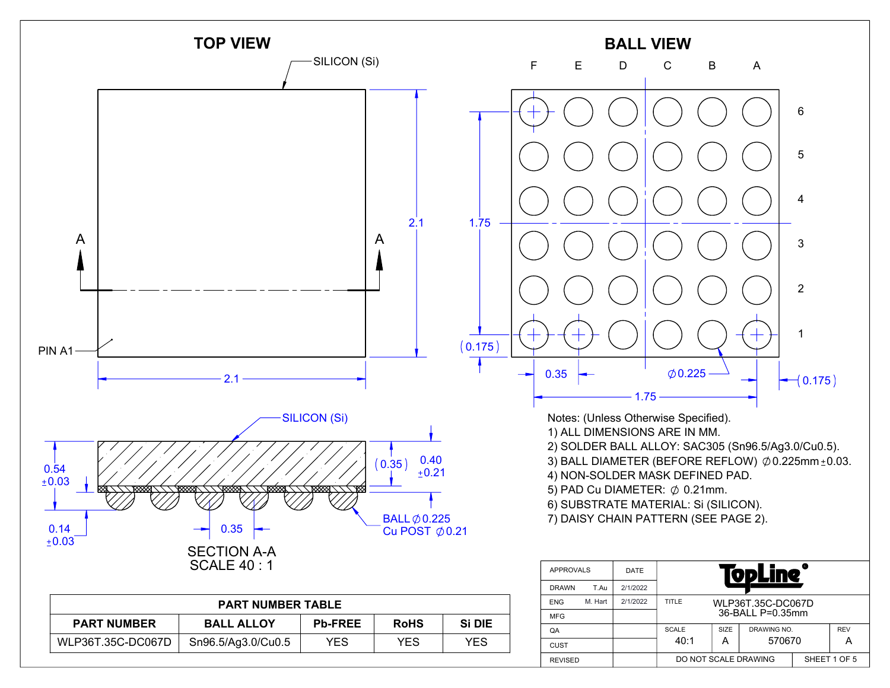## TOP VIEW

SILICON (Si)

A — A

PIN A1

2.1

2.1

## BALL VIEW

F E D C B A

6 5 4 3 2 1

1.75

(0.175)

0.35

Ø0.225

(0.175)

1.75

SILICON (Si)

0.54 ±0.03

(0.35)

0.40 ±0.21

0.14 ±0.03

0.35

BALL Ø0.225
Cu POST Ø0.21

SECTION A-A
SCALE 40 : 1

Notes: (Unless Otherwise Specified).

1) ALL DIMENSIONS ARE IN MM.
2) SOLDER BALL ALLOY: SAC305 (Sn96.5/Ag3.0/Cu0.5).
3) BALL DIAMETER (BEFORE REFLOW) Ø0.225mm±0.03.
4) NON-SOLDER MASK DEFINED PAD.
5) PAD Cu DIAMETER: Ø 0.21mm.
6) SUBSTRATE MATERIAL: Si (SILICON).
7) DAISY CHAIN PATTERN (SEE PAGE 2).

| PART NUMBER TABLE | | | | |
|---|---|---|---|---|
| PART NUMBER | BALL ALLOY | Pb-FREE | RoHS | Si DIE |
| WLP36T.35C-DC067D | Sn96.5/Ag3.0/Cu0.5 | YES | YES | YES |

| APPROVALS | | DATE |
|---|---|---|
| DRAWN | T.Au | 2/1/2022 |
| ENG | M. Hart | 2/1/2022 |
| MFG | | |
| QA | | |
| CUST | | |
| REVISED | | |

TopLine

TITLE: WLP36T.35C-DC067D 36-BALL P=0.35mm

| SCALE | SIZE | DRAWING NO. | REV |
|---|---|---|---|
| 40:1 | A | 570670 | A |

DO NOT SCALE DRAWING — SHEET 1 OF 5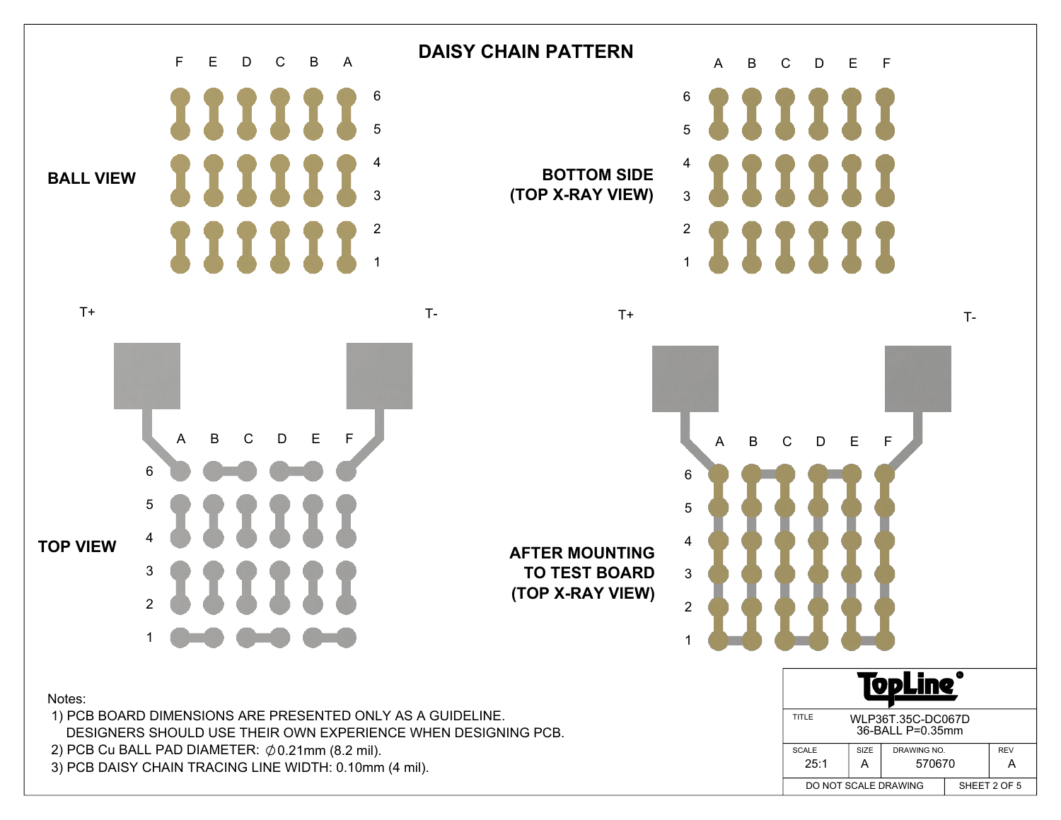# DAISY CHAIN PATTERN

**BALL VIEW**

F E D C B A

6 5 4 3 2 1

**BOTTOM SIDE (TOP X-RAY VIEW)**

A B C D E F

6 5 4 3 2 1

**TOP VIEW**

T+ T-

A B C D E F

6 5 4 3 2 1

**AFTER MOUNTING TO TEST BOARD (TOP X-RAY VIEW)**

T+ T-

A B C D E F

6 5 4 3 2 1

Notes:

1) PCB BOARD DIMENSIONS ARE PRESENTED ONLY AS A GUIDELINE. DESIGNERS SHOULD USE THEIR OWN EXPERIENCE WHEN DESIGNING PCB.
2) PCB Cu BALL PAD DIAMETER: ∅0.21mm (8.2 mil).
3) PCB DAISY CHAIN TRACING LINE WIDTH: 0.10mm (4 mil).

| TopLine | | | |
|---|---|---|---|
| TITLE | WLP36T.35C-DC067D 36-BALL P=0.35mm | | |
| SCALE 25:1 | SIZE A | DRAWING NO. 570670 | REV A |
| DO NOT SCALE DRAWING | | SHEET 2 OF 5 | |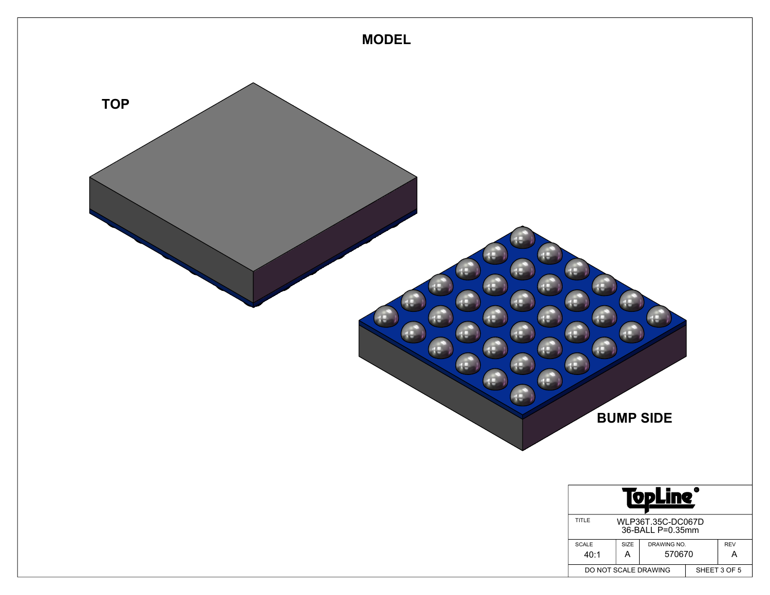# MODEL

**TOP**

**BUMP SIDE**

| TopLine® | | | |
|---|---|---|---|
| TITLE | WLP36T.35C-DC067D<br>36-BALL P=0.35mm | | |
| SCALE<br>40:1 | SIZE<br>A | DRAWING NO.<br>570670 | REV<br>A |
| DO NOT SCALE DRAWING | | SHEET 3 OF 5 | |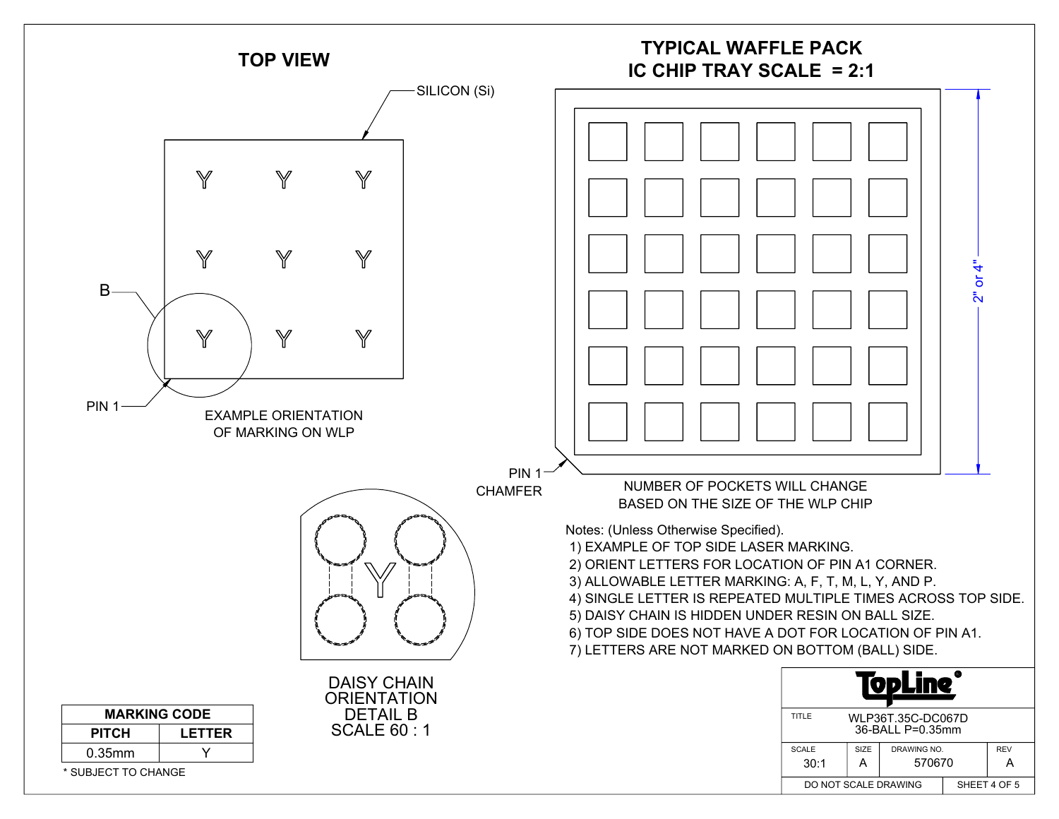## TOP VIEW

SILICON (Si)

B

PIN 1

EXAMPLE ORIENTATION OF MARKING ON WLP

## TYPICAL WAFFLE PACK IC CHIP TRAY SCALE = 2:1

2" or 4"

PIN 1 CHAMFER

NUMBER OF POCKETS WILL CHANGE BASED ON THE SIZE OF THE WLP CHIP

DAISY CHAIN ORIENTATION DETAIL B SCALE 60 : 1

Notes: (Unless Otherwise Specified).

1) EXAMPLE OF TOP SIDE LASER MARKING.
2) ORIENT LETTERS FOR LOCATION OF PIN A1 CORNER.
3) ALLOWABLE LETTER MARKING: A, F, T, M, L, Y, AND P.
4) SINGLE LETTER IS REPEATED MULTIPLE TIMES ACROSS TOP SIDE.
5) DAISY CHAIN IS HIDDEN UNDER RESIN ON BALL SIZE.
6) TOP SIDE DOES NOT HAVE A DOT FOR LOCATION OF PIN A1.
7) LETTERS ARE NOT MARKED ON BOTTOM (BALL) SIDE.

| MARKING CODE | |
|---|---|
| **PITCH** | **LETTER** |
| 0.35mm | Y |

\* SUBJECT TO CHANGE

| TopLine | | | |
|---|---|---|---|
| TITLE | WLP36T.35C-DC067D 36-BALL P=0.35mm | | |
| SCALE 30:1 | SIZE A | DRAWING NO. 570670 | REV A |
| DO NOT SCALE DRAWING | | SHEET 4 OF 5 | |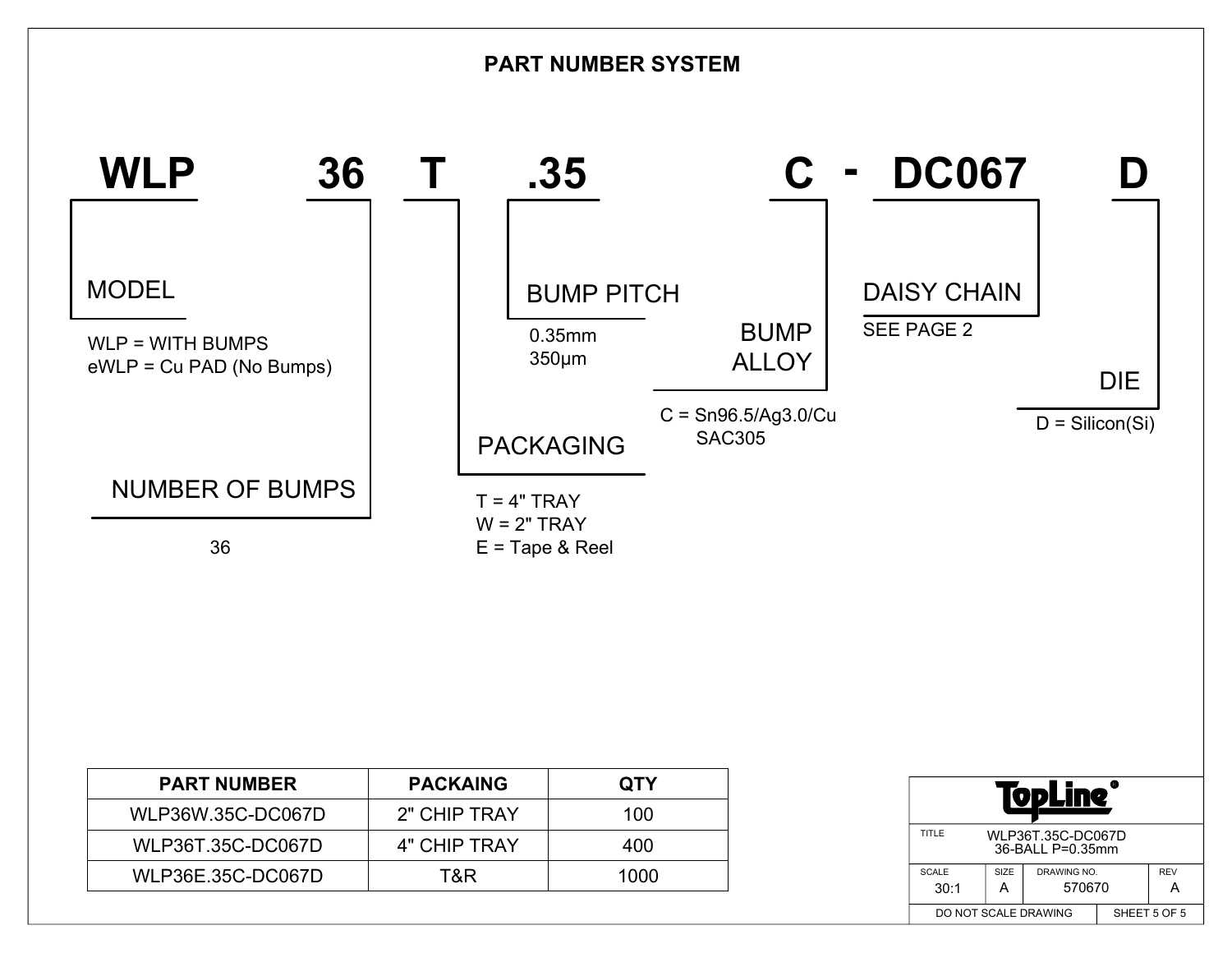# PART NUMBER SYSTEM

**WLP 36 T .35 C - DC067 D**

- **WLP** — MODEL
  - WLP = WITH BUMPS
  - eWLP = Cu PAD (No Bumps)
- **36** — NUMBER OF BUMPS
  - 36
- **T** — PACKAGING
  - T = 4" TRAY
  - W = 2" TRAY
  - E = Tape & Reel
- **.35** — BUMP PITCH
  - 0.35mm
  - 350µm
- **C** — BUMP ALLOY
  - C = Sn96.5/Ag3.0/Cu SAC305
- **DC067** — DAISY CHAIN
  - SEE PAGE 2
- **D** — DIE
  - D = Silicon(Si)

| PART NUMBER | PACKAING | QTY |
| --- | --- | --- |
| WLP36W.35C-DC067D | 2" CHIP TRAY | 100 |
| WLP36T.35C-DC067D | 4" CHIP TRAY | 400 |
| WLP36E.35C-DC067D | T&R | 1000 |

TopLine

| | | | |
| --- | --- | --- | --- |
| TITLE | WLP36T.35C-DC067D 36-BALL P=0.35mm | | |
| SCALE 30:1 | SIZE A | DRAWING NO. 570670 | REV A |
| DO NOT SCALE DRAWING | | | |